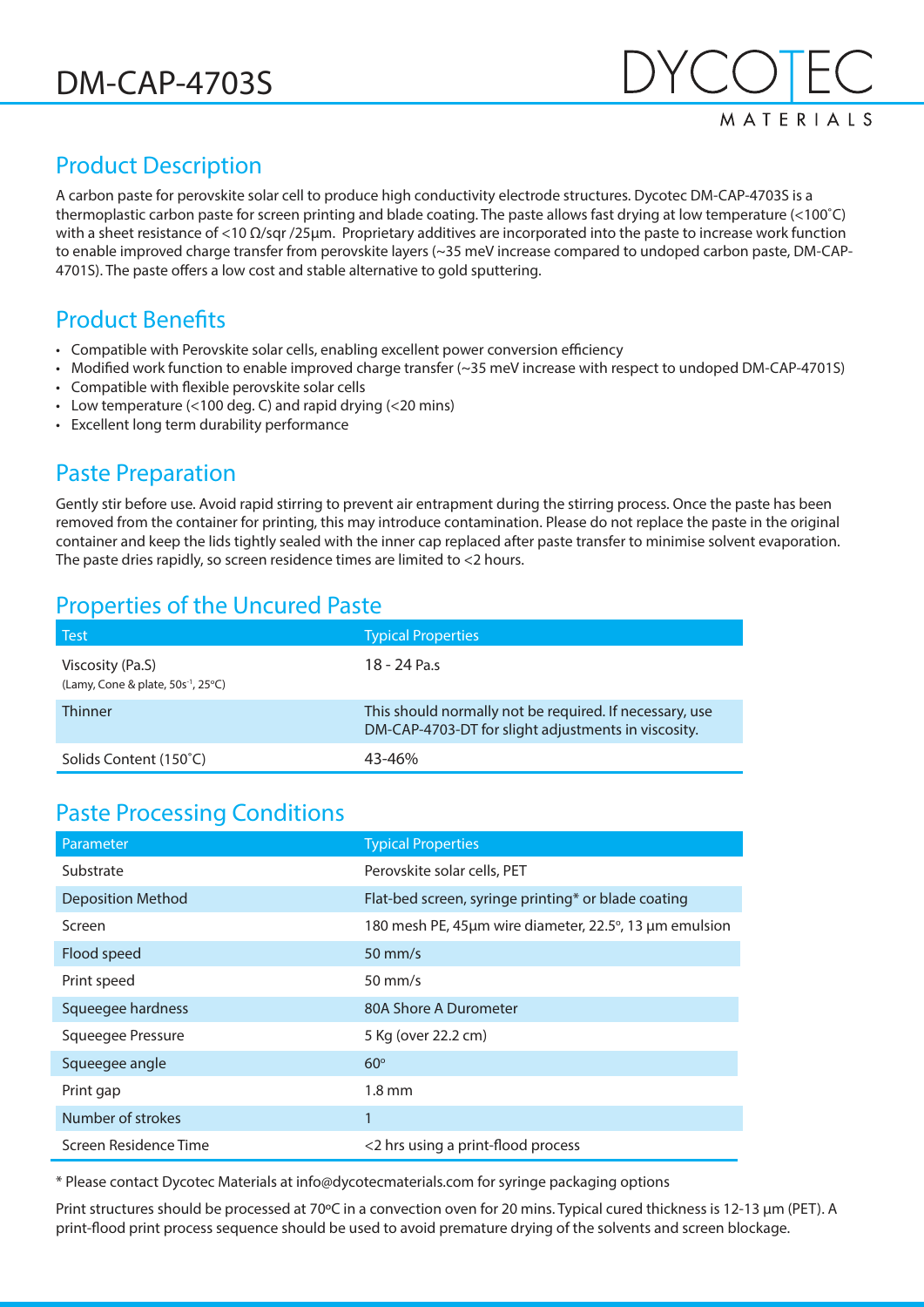# DM-CAP-4703S

DYCOTEC MATERIALS

## Product Description

A carbon paste for perovskite solar cell to produce high conductivity electrode structures. Dycotec DM-CAP-4703S is a thermoplastic carbon paste for screen printing and blade coating. The paste allows fast drying at low temperature (<100˚C) with a sheet resistance of <10 Ω/sqr /25µm. Proprietary additives are incorporated into the paste to increase work function to enable improved charge transfer from perovskite layers (~35 meV increase compared to undoped carbon paste, DM-CAP-4701S). The paste offers a low cost and stable alternative to gold sputtering.

## Product Benefits

- Compatible with Perovskite solar cells, enabling excellent power conversion efficiency
- Modified work function to enable improved charge transfer (~35 meV increase with respect to undoped DM-CAP-4701S)
- Compatible with flexible perovskite solar cells
- Low temperature (<100 deg. C) and rapid drying (<20 mins)
- Excellent long term durability performance

## Paste Preparation

Gently stir before use. Avoid rapid stirring to prevent air entrapment during the stirring process. Once the paste has been removed from the container for printing, this may introduce contamination. Please do not replace the paste in the original container and keep the lids tightly sealed with the inner cap replaced after paste transfer to minimise solvent evaporation. The paste dries rapidly, so screen residence times are limited to <2 hours.

## Properties of the Uncured Paste

| Test | Typical Properties |
| --- | --- |
| Viscosity (Pa.S) (Lamy, Cone & plate, 50s$^{-1}$, 25ºC) | 18 - 24 Pa.s |
| Thinner | This should normally not be required. If necessary, use DM-CAP-4703-DT for slight adjustments in viscosity. |
| Solids Content (150˚C) | 43-46% |

## Paste Processing Conditions

| Parameter | Typical Properties |
| --- | --- |
| Substrate | Perovskite solar cells, PET |
| Deposition Method | Flat-bed screen, syringe printing* or blade coating |
| Screen | 180 mesh PE, 45µm wire diameter, 22.5º, 13 µm emulsion |
| Flood speed | 50 mm/s |
| Print speed | 50 mm/s |
| Squeegee hardness | 80A Shore A Durometer |
| Squeegee Pressure | 5 Kg (over 22.2 cm) |
| Squeegee angle | 60º |
| Print gap | 1.8 mm |
| Number of strokes | 1 |
| Screen Residence Time | <2 hrs using a print-flood process |

* Please contact Dycotec Materials at info@dycotecmaterials.com for syringe packaging options

Print structures should be processed at 70ºC in a convection oven for 20 mins. Typical cured thickness is 12-13 µm (PET). A print-flood print process sequence should be used to avoid premature drying of the solvents and screen blockage.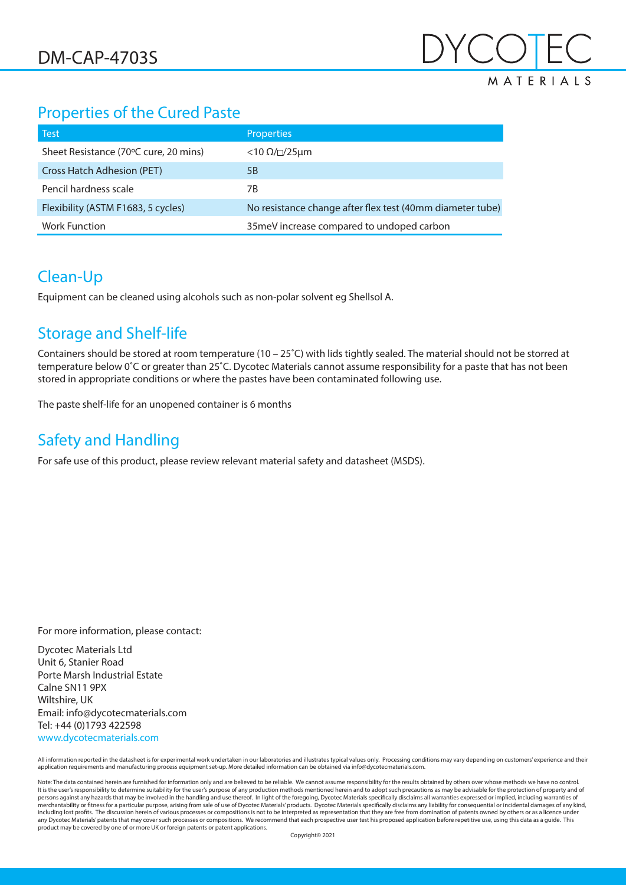# DM-CAP-4703S

## Properties of the Cured Paste

| Test | Properties |
|---|---|
| Sheet Resistance (70ºC cure, 20 mins) | <10 Ω/□/25μm |
| Cross Hatch Adhesion (PET) | 5B |
| Pencil hardness scale | 7B |
| Flexibility (ASTM F1683, 5 cycles) | No resistance change after flex test (40mm diameter tube) |
| Work Function | 35meV increase compared to undoped carbon |

## Clean-Up

Equipment can be cleaned using alcohols such as non-polar solvent eg Shellsol A.

## Storage and Shelf-life

Containers should be stored at room temperature (10 – 25˚C) with lids tightly sealed. The material should not be storred at temperature below 0˚C or greater than 25˚C. Dycotec Materials cannot assume responsibility for a paste that has not been stored in appropriate conditions or where the pastes have been contaminated following use.

The paste shelf-life for an unopened container is 6 months

## Safety and Handling

For safe use of this product, please review relevant material safety and datasheet (MSDS).

For more information, please contact:

Dycotec Materials Ltd
Unit 6, Stanier Road
Porte Marsh Industrial Estate
Calne SN11 9PX
Wiltshire, UK
Email: info@dycotecmaterials.com
Tel: +44 (0)1793 422598
www.dycotecmaterials.com

All information reported in the datasheet is for experimental work undertaken in our laboratories and illustrates typical values only. Processing conditions may vary depending on customers' experience and their application requirements and manufacturing process equipment set-up. More detailed information can be obtained via info@dycotecmaterials.com.

Note: The data contained herein are furnished for information only and are believed to be reliable. We cannot assume responsibility for the results obtained by others over whose methods we have no control. It is the user's responsibility to determine suitability for the user's purpose of any production methods mentioned herein and to adopt such precautions as may be advisable for the protection of property and of persons against any hazards that may be involved in the handling and use thereof. In light of the foregoing, Dycotec Materials specifically disclaims all warranties expressed or implied, including warranties of merchantability or fitness for a particular purpose, arising from sale of use of Dycotec Materials' products. Dycotec Materials specifically disclaims any liability for consequential or incidental damages of any kind, including lost profits. The discussion herein of various processes or compositions is not to be interpreted as representation that they are free from domination of patents owned by others or as a licence under any Dycotec Materials' patents that may cover such processes or compositions. We recommend that each prospective user test his proposed application before repetitive use, using this data as a guide. This product may be covered by one of or more UK or foreign patents or patent applications.

Copyright© 2021